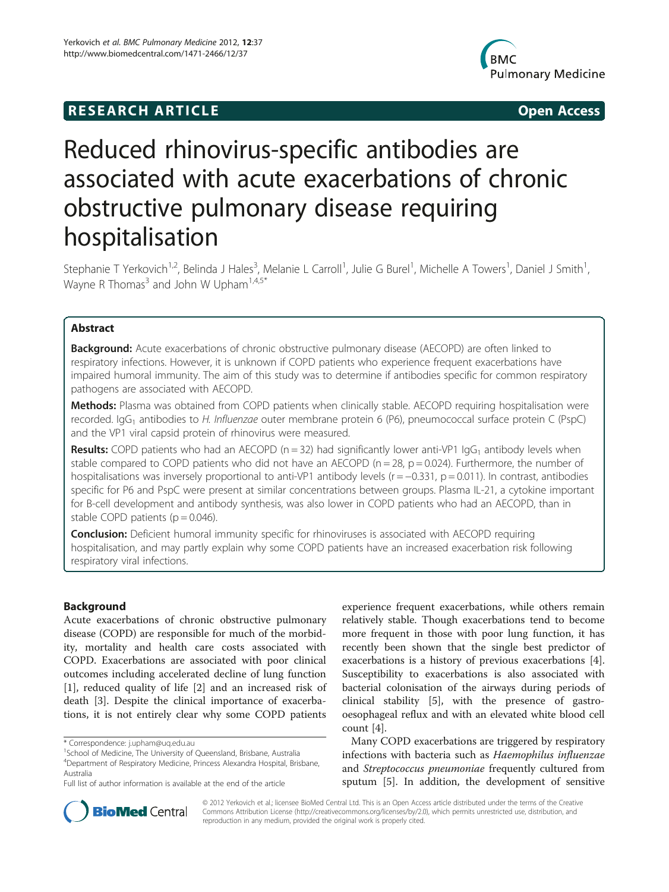# RESEARCH ARTICLE

**Open Access**

# Reduced rhinovirus-specific antibodies are associated with acute exacerbations of chronic obstructive pulmonary disease requiring hospitalisation

Stephanie T Yerkovich[1,2], Belinda J Hales[3], Melanie L Carroll[1], Julie G Burel[1], Michelle A Towers[1], Daniel J Smith[1], Wayne R Thomas[3] and John W Upham[1,4,5*]

## Abstract

**Background:** Acute exacerbations of chronic obstructive pulmonary disease (AECOPD) are often linked to respiratory infections. However, it is unknown if COPD patients who experience frequent exacerbations have impaired humoral immunity. The aim of this study was to determine if antibodies specific for common respiratory pathogens are associated with AECOPD.

**Methods:** Plasma was obtained from COPD patients when clinically stable. AECOPD requiring hospitalisation were recorded. $IgG_1$ antibodies to *H. Influenzae* outer membrane protein 6 (P6), pneumococcal surface protein C (PspC) and the VP1 viral capsid protein of rhinovirus were measured.

**Results:** COPD patients who had an AECOPD ($n = 32$) had significantly lower anti-VP1 $IgG_1$ antibody levels when stable compared to COPD patients who did not have an AECOPD ($n = 28$, $p = 0.024$). Furthermore, the number of hospitalisations was inversely proportional to anti-VP1 antibody levels ($r = -0.331$, $p = 0.011$). In contrast, antibodies specific for P6 and PspC were present at similar concentrations between groups. Plasma IL-21, a cytokine important for B-cell development and antibody synthesis, was also lower in COPD patients who had an AECOPD, than in stable COPD patients ($p = 0.046$).

**Conclusion:** Deficient humoral immunity specific for rhinoviruses is associated with AECOPD requiring hospitalisation, and may partly explain why some COPD patients have an increased exacerbation risk following respiratory viral infections.

## Background

Acute exacerbations of chronic obstructive pulmonary disease (COPD) are responsible for much of the morbidity, mortality and health care costs associated with COPD. Exacerbations are associated with poor clinical outcomes including accelerated decline of lung function [1], reduced quality of life [2] and an increased risk of death [3]. Despite the clinical importance of exacerbations, it is not entirely clear why some COPD patients experience frequent exacerbations, while others remain relatively stable. Though exacerbations tend to become more frequent in those with poor lung function, it has recently been shown that the single best predictor of exacerbations is a history of previous exacerbations [4]. Susceptibility to exacerbations is also associated with bacterial colonisation of the airways during periods of clinical stability [5], with the presence of gastro-oesophageal reflux and with an elevated white blood cell count [4].

Many COPD exacerbations are triggered by respiratory infections with bacteria such as *Haemophilus influenzae* and *Streptococcus pneumoniae* frequently cultured from sputum [5]. In addition, the development of sensitive

\* Correspondence: j.upham@uq.edu.au

[1]School of Medicine, The University of Queensland, Brisbane, Australia

[4]Department of Respiratory Medicine, Princess Alexandra Hospital, Brisbane, Australia

Full list of author information is available at the end of the article

© 2012 Yerkovich et al.; licensee BioMed Central Ltd. This is an Open Access article distributed under the terms of the Creative Commons Attribution License (http://creativecommons.org/licenses/by/2.0), which permits unrestricted use, distribution, and reproduction in any medium, provided the original work is properly cited.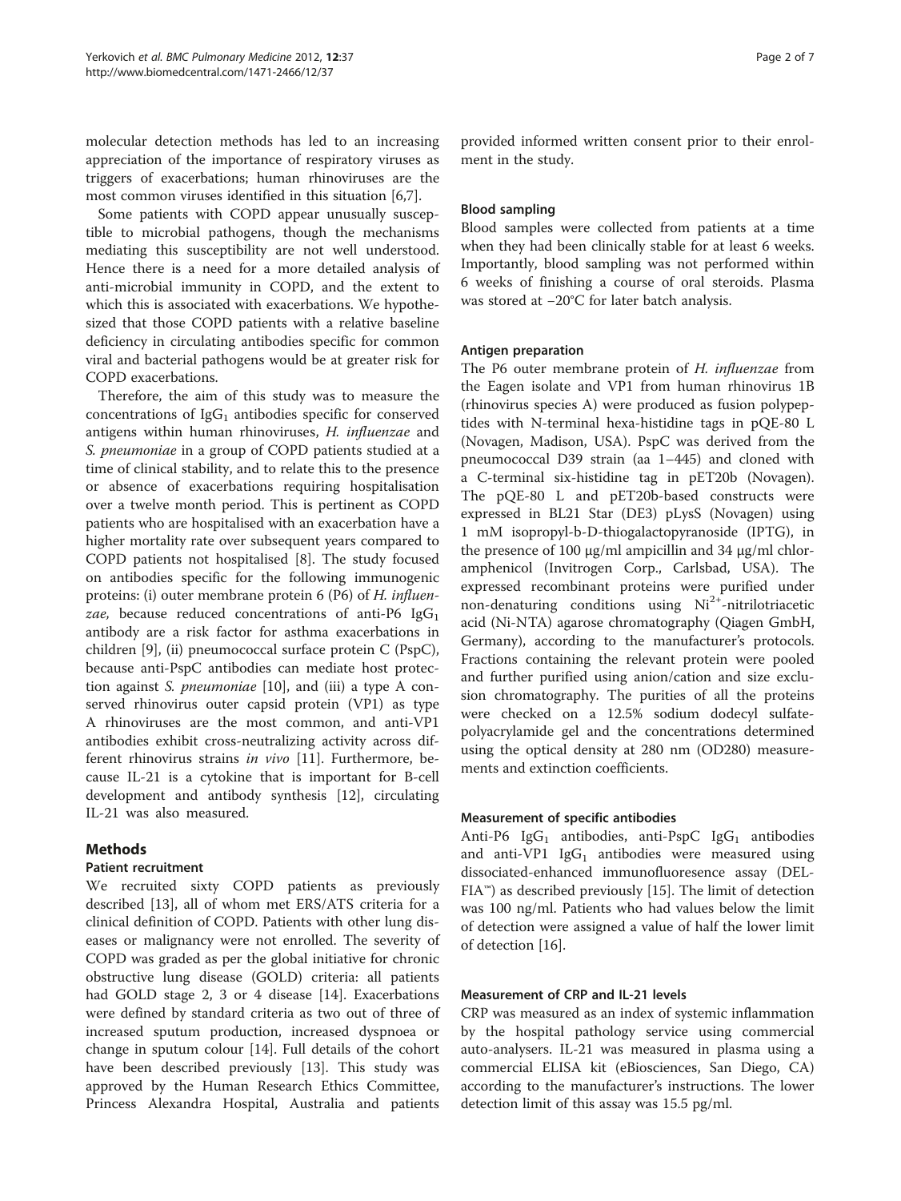molecular detection methods has led to an increasing appreciation of the importance of respiratory viruses as triggers of exacerbations; human rhinoviruses are the most common viruses identified in this situation [6,7].

Some patients with COPD appear unusually susceptible to microbial pathogens, though the mechanisms mediating this susceptibility are not well understood. Hence there is a need for a more detailed analysis of anti-microbial immunity in COPD, and the extent to which this is associated with exacerbations. We hypothesized that those COPD patients with a relative baseline deficiency in circulating antibodies specific for common viral and bacterial pathogens would be at greater risk for COPD exacerbations.

Therefore, the aim of this study was to measure the concentrations of $IgG_1$ antibodies specific for conserved antigens within human rhinoviruses, *H. influenzae* and *S. pneumoniae* in a group of COPD patients studied at a time of clinical stability, and to relate this to the presence or absence of exacerbations requiring hospitalisation over a twelve month period. This is pertinent as COPD patients who are hospitalised with an exacerbation have a higher mortality rate over subsequent years compared to COPD patients not hospitalised [8]. The study focused on antibodies specific for the following immunogenic proteins: (i) outer membrane protein 6 (P6) of *H. influenzae,* because reduced concentrations of anti-P6 $IgG_1$ antibody are a risk factor for asthma exacerbations in children [9], (ii) pneumococcal surface protein C (PspC), because anti-PspC antibodies can mediate host protection against *S. pneumoniae* [10], and (iii) a type A conserved rhinovirus outer capsid protein (VP1) as type A rhinoviruses are the most common, and anti-VP1 antibodies exhibit cross-neutralizing activity across different rhinovirus strains *in vivo* [11]. Furthermore, because IL-21 is a cytokine that is important for B-cell development and antibody synthesis [12], circulating IL-21 was also measured.

## Methods

### Patient recruitment

We recruited sixty COPD patients as previously described [13], all of whom met ERS/ATS criteria for a clinical definition of COPD. Patients with other lung diseases or malignancy were not enrolled. The severity of COPD was graded as per the global initiative for chronic obstructive lung disease (GOLD) criteria: all patients had GOLD stage 2, 3 or 4 disease [14]. Exacerbations were defined by standard criteria as two out of three of increased sputum production, increased dyspnoea or change in sputum colour [14]. Full details of the cohort have been described previously [13]. This study was approved by the Human Research Ethics Committee, Princess Alexandra Hospital, Australia and patients provided informed written consent prior to their enrolment in the study.

### Blood sampling

Blood samples were collected from patients at a time when they had been clinically stable for at least 6 weeks. Importantly, blood sampling was not performed within 6 weeks of finishing a course of oral steroids. Plasma was stored at −20°C for later batch analysis.

### Antigen preparation

The P6 outer membrane protein of *H. influenzae* from the Eagen isolate and VP1 from human rhinovirus 1B (rhinovirus species A) were produced as fusion polypeptides with N-terminal hexa-histidine tags in pQE-80 L (Novagen, Madison, USA). PspC was derived from the pneumococcal D39 strain (aa 1–445) and cloned with a C-terminal six-histidine tag in pET20b (Novagen). The pQE-80 L and pET20b-based constructs were expressed in BL21 Star (DE3) pLysS (Novagen) using 1 mM isopropyl-b-D-thiogalactopyranoside (IPTG), in the presence of 100 μg/ml ampicillin and 34 μg/ml chloramphenicol (Invitrogen Corp., Carlsbad, USA). The expressed recombinant proteins were purified under non-denaturing conditions using $Ni^{2+}$-nitrilotriacetic acid (Ni-NTA) agarose chromatography (Qiagen GmbH, Germany), according to the manufacturer's protocols. Fractions containing the relevant protein were pooled and further purified using anion/cation and size exclusion chromatography. The purities of all the proteins were checked on a 12.5% sodium dodecyl sulfate-polyacrylamide gel and the concentrations determined using the optical density at 280 nm (OD280) measurements and extinction coefficients.

### Measurement of specific antibodies

Anti-P6 $IgG_1$ antibodies, anti-PspC $IgG_1$ antibodies and anti-VP1 $IgG_1$ antibodies were measured using dissociated-enhanced immunofluoresence assay (DELFIA™) as described previously [15]. The limit of detection was 100 ng/ml. Patients who had values below the limit of detection were assigned a value of half the lower limit of detection [16].

### Measurement of CRP and IL-21 levels

CRP was measured as an index of systemic inflammation by the hospital pathology service using commercial auto-analysers. IL-21 was measured in plasma using a commercial ELISA kit (eBiosciences, San Diego, CA) according to the manufacturer's instructions. The lower detection limit of this assay was 15.5 pg/ml.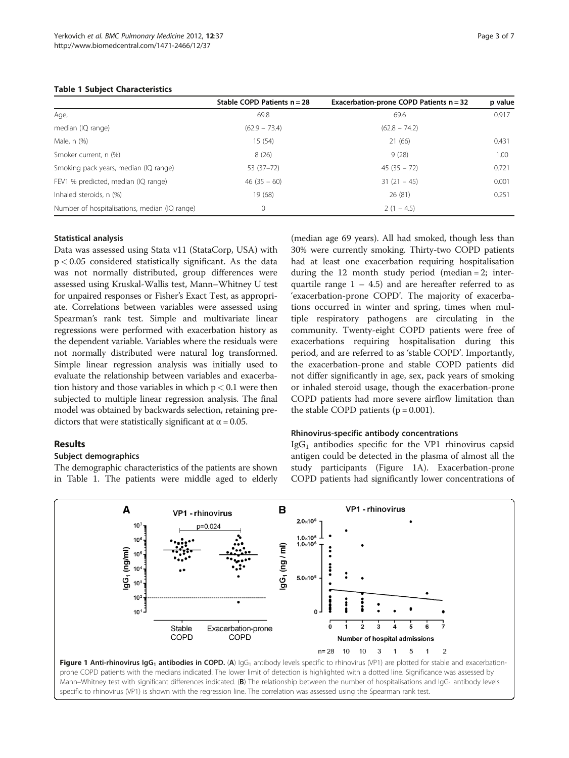**Table 1 Subject Characteristics**

| | Stable COPD Patients n = 28 | Exacerbation-prone COPD Patients n = 32 | p value |
|---|---|---|---|
| Age, | 69.8 | 69.6 | 0.917 |
| median (IQ range) | (62.9 – 73.4) | (62.8 – 74.2) | |
| Male, n (%) | 15 (54) | 21 (66) | 0.431 |
| Smoker current, n (%) | 8 (26) | 9 (28) | 1.00 |
| Smoking pack years, median (IQ range) | 53 (37–72) | 45 (35 – 72) | 0.721 |
| FEV1 % predicted, median (IQ range) | 46 (35 – 60) | 31 (21 – 45) | 0.001 |
| Inhaled steroids, n (%) | 19 (68) | 26 (81) | 0.251 |
| Number of hospitalisations, median (IQ range) | 0 | 2 (1 – 4.5) | |

### Statistical analysis

Data was assessed using Stata v11 (StataCorp, USA) with $p < 0.05$ considered statistically significant. As the data was not normally distributed, group differences were assessed using Kruskal-Wallis test, Mann–Whitney U test for unpaired responses or Fisher's Exact Test, as appropriate. Correlations between variables were assessed using Spearman's rank test. Simple and multivariate linear regressions were performed with exacerbation history as the dependent variable. Variables where the residuals were not normally distributed were natural log transformed. Simple linear regression analysis was initially used to evaluate the relationship between variables and exacerbation history and those variables in which $p < 0.1$ were then subjected to multiple linear regression analysis. The final model was obtained by backwards selection, retaining predictors that were statistically significant at $\alpha = 0.05$.

## Results

### Subject demographics

The demographic characteristics of the patients are shown in Table 1. The patients were middle aged to elderly (median age 69 years). All had smoked, though less than 30% were currently smoking. Thirty-two COPD patients had at least one exacerbation requiring hospitalisation during the 12 month study period (median = 2; interquartile range 1 – 4.5) and are hereafter referred to as 'exacerbation-prone COPD'. The majority of exacerbations occurred in winter and spring, times when multiple respiratory pathogens are circulating in the community. Twenty-eight COPD patients were free of exacerbations requiring hospitalisation during this period, and are referred to as 'stable COPD'. Importantly, the exacerbation-prone and stable COPD patients did not differ significantly in age, sex, pack years of smoking or inhaled steroid usage, though the exacerbation-prone COPD patients had more severe airflow limitation than the stable COPD patients ($p = 0.001$).

### Rhinovirus-specific antibody concentrations

$IgG_1$ antibodies specific for the VP1 rhinovirus capsid antigen could be detected in the plasma of almost all the study participants (Figure 1A). Exacerbation-prone COPD patients had significantly lower concentrations of

**Figure 1 Anti-rhinovirus $IgG_1$ antibodies in COPD.** (**A**) $IgG_1$ antibody levels specific to rhinovirus (VP1) are plotted for stable and exacerbation-prone COPD patients with the medians indicated. The lower limit of detection is highlighted with a dotted line. Significance was assessed by Mann–Whitney test with significant differences indicated. (**B**) The relationship between the number of hospitalisations and $IgG_1$ antibody levels specific to rhinovirus (VP1) is shown with the regression line. The correlation was assessed using the Spearman rank test.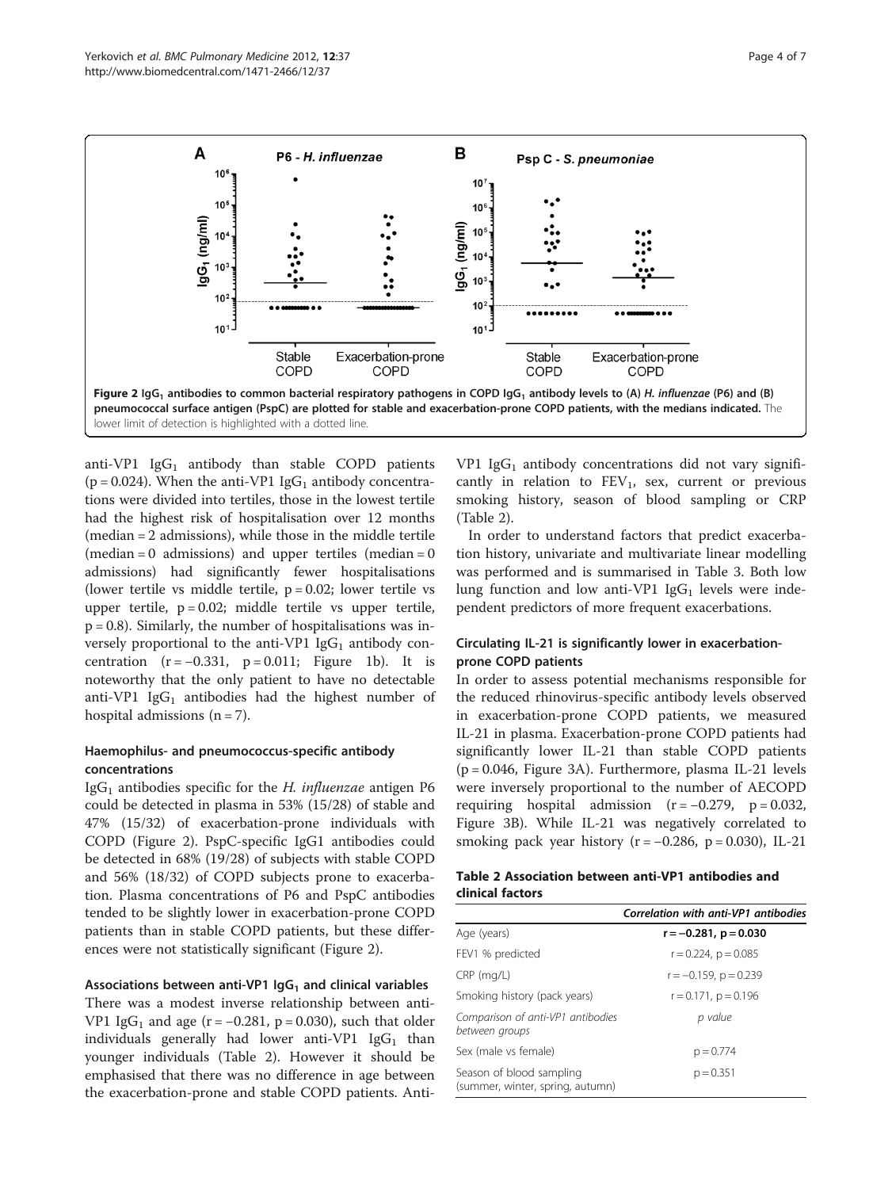**Figure 2 $IgG_1$ antibodies to common bacterial respiratory pathogens in COPD $IgG_1$ antibody levels to (A) *H. influenzae* (P6) and (B) pneumococcal surface antigen (PspC) are plotted for stable and exacerbation-prone COPD patients, with the medians indicated.** The lower limit of detection is highlighted with a dotted line.

anti-VP1 $IgG_1$ antibody than stable COPD patients ($p = 0.024$). When the anti-VP1 $IgG_1$ antibody concentrations were divided into tertiles, those in the lowest tertile had the highest risk of hospitalisation over 12 months (median = 2 admissions), while those in the middle tertile (median = 0 admissions) and upper tertiles (median = 0 admissions) had significantly fewer hospitalisations (lower tertile vs middle tertile, $p = 0.02$; lower tertile vs upper tertile, $p = 0.02$; middle tertile vs upper tertile, $p = 0.8$). Similarly, the number of hospitalisations was inversely proportional to the anti-VP1 $IgG_1$ antibody concentration ($r = -0.331$, $p = 0.011$; Figure 1b). It is noteworthy that the only patient to have no detectable anti-VP1 $IgG_1$ antibodies had the highest number of hospital admissions ($n = 7$).

### Haemophilus- and pneumococcus-specific antibody concentrations

$IgG_1$ antibodies specific for the *H. influenzae* antigen P6 could be detected in plasma in 53% (15/28) of stable and 47% (15/32) of exacerbation-prone individuals with COPD (Figure 2). PspC-specific IgG1 antibodies could be detected in 68% (19/28) of subjects with stable COPD and 56% (18/32) of COPD subjects prone to exacerbation. Plasma concentrations of P6 and PspC antibodies tended to be slightly lower in exacerbation-prone COPD patients than in stable COPD patients, but these differences were not statistically significant (Figure 2).

### Associations between anti-VP1 $IgG_1$ and clinical variables

There was a modest inverse relationship between anti-VP1 $IgG_1$ and age ($r = -0.281$, $p = 0.030$), such that older individuals generally had lower anti-VP1 $IgG_1$ than younger individuals (Table 2). However it should be emphasised that there was no difference in age between the exacerbation-prone and stable COPD patients. Anti-VP1 $IgG_1$ antibody concentrations did not vary significantly in relation to $FEV_1$, sex, current or previous smoking history, season of blood sampling or CRP (Table 2).

In order to understand factors that predict exacerbation history, univariate and multivariate linear modelling was performed and is summarised in Table 3. Both low lung function and low anti-VP1 $IgG_1$ levels were independent predictors of more frequent exacerbations.

### Circulating IL-21 is significantly lower in exacerbation-prone COPD patients

In order to assess potential mechanisms responsible for the reduced rhinovirus-specific antibody levels observed in exacerbation-prone COPD patients, we measured IL-21 in plasma. Exacerbation-prone COPD patients had significantly lower IL-21 than stable COPD patients ($p = 0.046$, Figure 3A). Furthermore, plasma IL-21 levels were inversely proportional to the number of AECOPD requiring hospital admission ($r = -0.279$, $p = 0.032$, Figure 3B). While IL-21 was negatively correlated to smoking pack year history ($r = -0.286$, $p = 0.030$), IL-21

**Table 2 Association between anti-VP1 antibodies and clinical factors**

| | *Correlation with anti-VP1 antibodies* |
|---|---|
| Age (years) | **$r = -0.281$, $p = 0.030$** |
| FEV1 % predicted | $r = 0.224$, $p = 0.085$ |
| CRP (mg/L) | $r = -0.159$, $p = 0.239$ |
| Smoking history (pack years) | $r = 0.171$, $p = 0.196$ |
| *Comparison of anti-VP1 antibodies between groups* | *p value* |
| Sex (male vs female) | $p = 0.774$ |
| Season of blood sampling (summer, winter, spring, autumn) | $p = 0.351$ |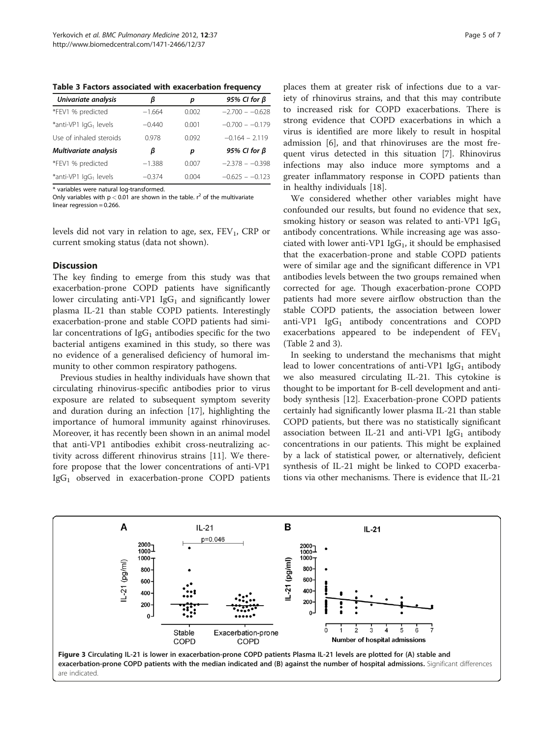**Table 3 Factors associated with exacerbation frequency**

| *Univariate analysis* | *β* | *p* | *95% CI for β* |
|---|---|---|---|
| *FEV1 % predicted | −1.664 | 0.002 | −2.700 – −0.628 |
| *anti-VP1 $IgG_1$ levels | −0.440 | 0.001 | −0.700 – −0.179 |
| Use of inhaled steroids | 0.978 | 0.092 | −0.164 – 2.119 |
| ***Multivariate analysis*** | ***β*** | ***p*** | ***95% CI for β*** |
| *FEV1 % predicted | −1.388 | 0.007 | −2.378 – −0.398 |
| *anti-VP1 $IgG_1$ levels | −0.374 | 0.004 | −0.625 – −0.123 |

* variables were natural log-transformed.
Only variables with $p < 0.01$ are shown in the table. $r^2$ of the multivariate linear regression = 0.266.

levels did not vary in relation to age, sex, $FEV_1$, CRP or current smoking status (data not shown).

## Discussion

The key finding to emerge from this study was that exacerbation-prone COPD patients have significantly lower circulating anti-VP1 $IgG_1$ and significantly lower plasma IL-21 than stable COPD patients. Interestingly exacerbation-prone and stable COPD patients had similar concentrations of $IgG_1$ antibodies specific for the two bacterial antigens examined in this study, so there was no evidence of a generalised deficiency of humoral immunity to other common respiratory pathogens.

Previous studies in healthy individuals have shown that circulating rhinovirus-specific antibodies prior to virus exposure are related to subsequent symptom severity and duration during an infection [17], highlighting the importance of humoral immunity against rhinoviruses. Moreover, it has recently been shown in an animal model that anti-VP1 antibodies exhibit cross-neutralizing activity across different rhinovirus strains [11]. We therefore propose that the lower concentrations of anti-VP1 $IgG_1$ observed in exacerbation-prone COPD patients places them at greater risk of infections due to a variety of rhinovirus strains, and that this may contribute to increased risk for COPD exacerbations. There is strong evidence that COPD exacerbations in which a virus is identified are more likely to result in hospital admission [6], and that rhinoviruses are the most frequent virus detected in this situation [7]. Rhinovirus infections may also induce more symptoms and a greater inflammatory response in COPD patients than in healthy individuals [18].

We considered whether other variables might have confounded our results, but found no evidence that sex, smoking history or season was related to anti-VP1 $IgG_1$ antibody concentrations. While increasing age was associated with lower anti-VP1 $IgG_1$, it should be emphasised that the exacerbation-prone and stable COPD patients were of similar age and the significant difference in VP1 antibodies levels between the two groups remained when corrected for age. Though exacerbation-prone COPD patients had more severe airflow obstruction than the stable COPD patients, the association between lower anti-VP1 $IgG_1$ antibody concentrations and COPD exacerbations appeared to be independent of $FEV_1$ (Table 2 and 3).

In seeking to understand the mechanisms that might lead to lower concentrations of anti-VP1 $IgG_1$ antibody we also measured circulating IL-21. This cytokine is thought to be important for B-cell development and antibody synthesis [12]. Exacerbation-prone COPD patients certainly had significantly lower plasma IL-21 than stable COPD patients, but there was no statistically significant association between IL-21 and anti-VP1 $IgG_1$ antibody concentrations in our patients. This might be explained by a lack of statistical power, or alternatively, deficient synthesis of IL-21 might be linked to COPD exacerbations via other mechanisms. There is evidence that IL-21

**Figure 3 Circulating IL-21 is lower in exacerbation-prone COPD patients Plasma IL-21 levels are plotted for (A) stable and exacerbation-prone COPD patients with the median indicated and (B) against the number of hospital admissions.** Significant differences are indicated.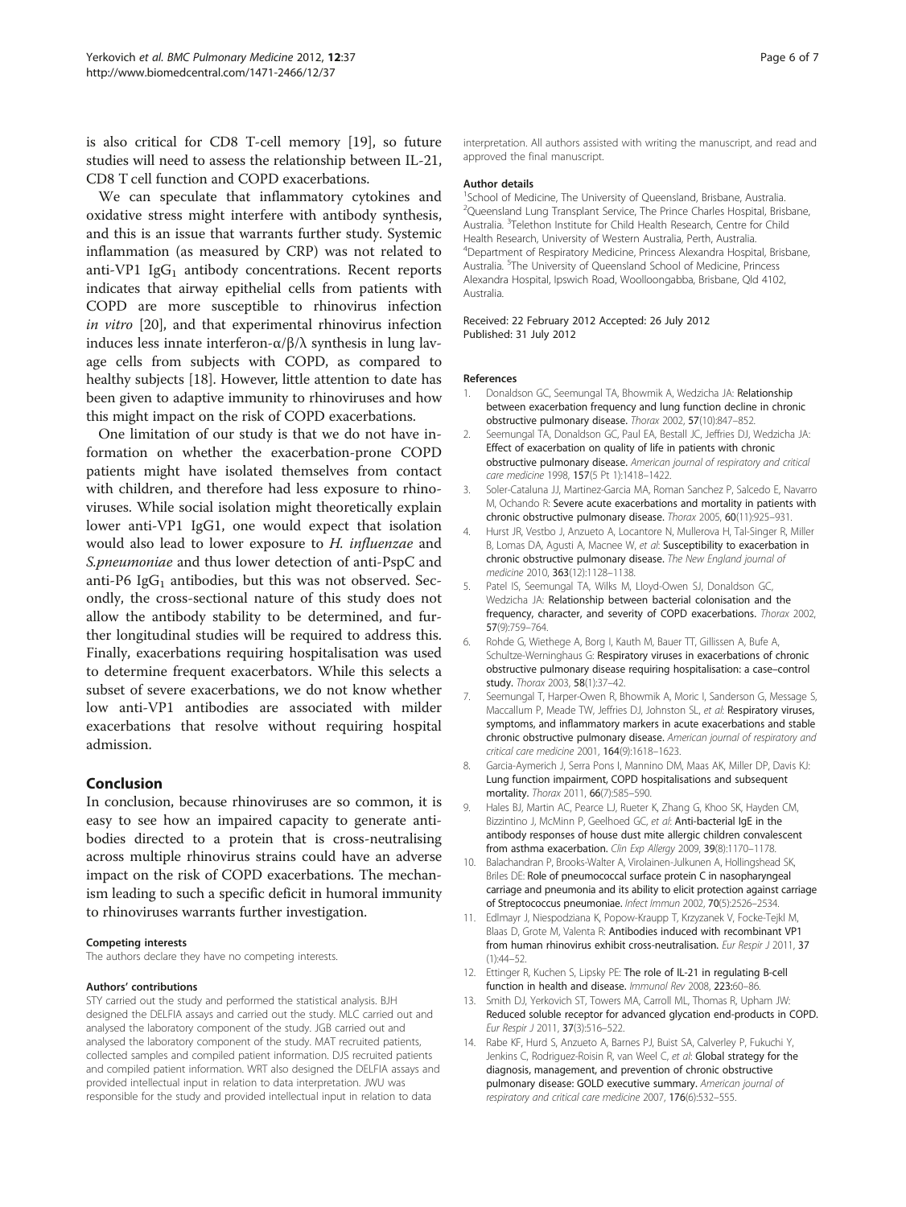is also critical for CD8 T-cell memory [19], so future studies will need to assess the relationship between IL-21, CD8 T cell function and COPD exacerbations.

We can speculate that inflammatory cytokines and oxidative stress might interfere with antibody synthesis, and this is an issue that warrants further study. Systemic inflammation (as measured by CRP) was not related to anti-VP1 $IgG_1$ antibody concentrations. Recent reports indicates that airway epithelial cells from patients with COPD are more susceptible to rhinovirus infection *in vitro* [20], and that experimental rhinovirus infection induces less innate interferon-α/β/λ synthesis in lung lavage cells from subjects with COPD, as compared to healthy subjects [18]. However, little attention to date has been given to adaptive immunity to rhinoviruses and how this might impact on the risk of COPD exacerbations.

One limitation of our study is that we do not have information on whether the exacerbation-prone COPD patients might have isolated themselves from contact with children, and therefore had less exposure to rhinoviruses. While social isolation might theoretically explain lower anti-VP1 IgG1, one would expect that isolation would also lead to lower exposure to *H. influenzae* and *S.pneumoniae* and thus lower detection of anti-PspC and anti-P6 $IgG_1$ antibodies, but this was not observed. Secondly, the cross-sectional nature of this study does not allow the antibody stability to be determined, and further longitudinal studies will be required to address this. Finally, exacerbations requiring hospitalisation was used to determine frequent exacerbators. While this selects a subset of severe exacerbations, we do not know whether low anti-VP1 antibodies are associated with milder exacerbations that resolve without requiring hospital admission.

## Conclusion

In conclusion, because rhinoviruses are so common, it is easy to see how an impaired capacity to generate antibodies directed to a protein that is cross-neutralising across multiple rhinovirus strains could have an adverse impact on the risk of COPD exacerbations. The mechanism leading to such a specific deficit in humoral immunity to rhinoviruses warrants further investigation.

#### Competing interests

The authors declare they have no competing interests.

#### Authors' contributions

STY carried out the study and performed the statistical analysis. BJH designed the DELFIA assays and carried out the study. MLC carried out and analysed the laboratory component of the study. JGB carried out and analysed the laboratory component of the study. MAT recruited patients, collected samples and compiled patient information. DJS recruited patients and compiled patient information. WRT also designed the DELFIA assays and provided intellectual input in relation to data interpretation. JWU was responsible for the study and provided intellectual input in relation to data interpretation. All authors assisted with writing the manuscript, and read and approved the final manuscript.

#### Author details

[1]School of Medicine, The University of Queensland, Brisbane, Australia. [2]Queensland Lung Transplant Service, The Prince Charles Hospital, Brisbane, Australia. [3]Telethon Institute for Child Health Research, Centre for Child Health Research, University of Western Australia, Perth, Australia. [4]Department of Respiratory Medicine, Princess Alexandra Hospital, Brisbane, Australia. [5]The University of Queensland School of Medicine, Princess Alexandra Hospital, Ipswich Road, Woolloongabba, Brisbane, Qld 4102, Australia.

Received: 22 February 2012 Accepted: 26 July 2012
Published: 31 July 2012

#### References

1. Donaldson GC, Seemungal TA, Bhowmik A, Wedzicha JA: **Relationship between exacerbation frequency and lung function decline in chronic obstructive pulmonary disease.** *Thorax* 2002, **57**(10):847–852.
2. Seemungal TA, Donaldson GC, Paul EA, Bestall JC, Jeffries DJ, Wedzicha JA: **Effect of exacerbation on quality of life in patients with chronic obstructive pulmonary disease.** *American journal of respiratory and critical care medicine* 1998, **157**(5 Pt 1):1418–1422.
3. Soler-Cataluna JJ, Martinez-Garcia MA, Roman Sanchez P, Salcedo E, Navarro M, Ochando R: **Severe acute exacerbations and mortality in patients with chronic obstructive pulmonary disease.** *Thorax* 2005, **60**(11):925–931.
4. Hurst JR, Vestbo J, Anzueto A, Locantore N, Mullerova H, Tal-Singer R, Miller B, Lomas DA, Agusti A, Macnee W, *et al*: **Susceptibility to exacerbation in chronic obstructive pulmonary disease.** *The New England journal of medicine* 2010, **363**(12):1128–1138.
5. Patel IS, Seemungal TA, Wilks M, Lloyd-Owen SJ, Donaldson GC, Wedzicha JA: **Relationship between bacterial colonisation and the frequency, character, and severity of COPD exacerbations.** *Thorax* 2002, **57**(9):759–764.
6. Rohde G, Wiethege A, Borg I, Kauth M, Bauer TT, Gillissen A, Bufe A, Schultze-Werninghaus G: **Respiratory viruses in exacerbations of chronic obstructive pulmonary disease requiring hospitalisation: a case–control study.** *Thorax* 2003, **58**(1):37–42.
7. Seemungal T, Harper-Owen R, Bhowmik A, Moric I, Sanderson G, Message S, Maccallum P, Meade TW, Jeffries DJ, Johnston SL, *et al*: **Respiratory viruses, symptoms, and inflammatory markers in acute exacerbations and stable chronic obstructive pulmonary disease.** *American journal of respiratory and critical care medicine* 2001, **164**(9):1618–1623.
8. Garcia-Aymerich J, Serra Pons I, Mannino DM, Maas AK, Miller DP, Davis KJ: **Lung function impairment, COPD hospitalisations and subsequent mortality.** *Thorax* 2011, **66**(7):585–590.
9. Hales BJ, Martin AC, Pearce LJ, Rueter K, Zhang G, Khoo SK, Hayden CM, Bizzintino J, McMinn P, Geelhoed GC, *et al*: **Anti-bacterial IgE in the antibody responses of house dust mite allergic children convalescent from asthma exacerbation.** *Clin Exp Allergy* 2009, **39**(8):1170–1178.
10. Balachandran P, Brooks-Walter A, Virolainen-Julkunen A, Hollingshead SK, Briles DE: **Role of pneumococcal surface protein C in nasopharyngeal carriage and pneumonia and its ability to elicit protection against carriage of Streptococcus pneumoniae.** *Infect Immun* 2002, **70**(5):2526–2534.
11. Edlmayr J, Niespodziana K, Popow-Kraupp T, Krzyzanek V, Focke-Tejkl M, Blaas D, Grote M, Valenta R: **Antibodies induced with recombinant VP1 from human rhinovirus exhibit cross-neutralisation.** *Eur Respir J* 2011, **37** (1):44–52.
12. Ettinger R, Kuchen S, Lipsky PE: **The role of IL-21 in regulating B-cell function in health and disease.** *Immunol Rev* 2008, **223**:60–86.
13. Smith DJ, Yerkovich ST, Towers MA, Carroll ML, Thomas R, Upham JW: **Reduced soluble receptor for advanced glycation end-products in COPD.** *Eur Respir J* 2011, **37**(3):516–522.
14. Rabe KF, Hurd S, Anzueto A, Barnes PJ, Buist SA, Calverley P, Fukuchi Y, Jenkins C, Rodriguez-Roisin R, van Weel C, *et al*: **Global strategy for the diagnosis, management, and prevention of chronic obstructive pulmonary disease: GOLD executive summary.** *American journal of respiratory and critical care medicine* 2007, **176**(6):532–555.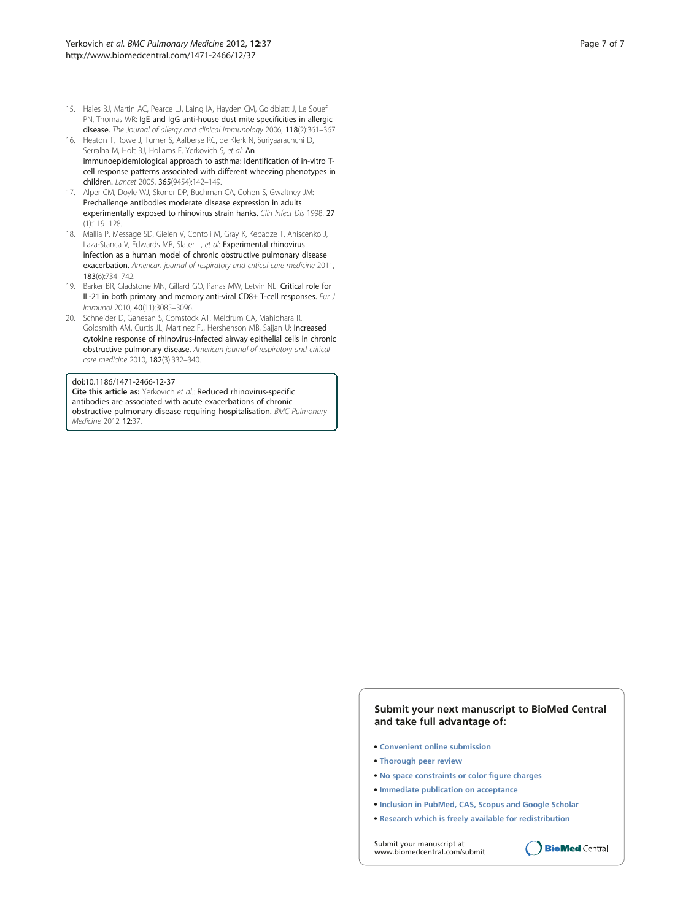15. Hales BJ, Martin AC, Pearce LJ, Laing IA, Hayden CM, Goldblatt J, Le Souef PN, Thomas WR: **IgE and IgG anti-house dust mite specificities in allergic disease.** *The Journal of allergy and clinical immunology* 2006, **118**(2):361–367.
16. Heaton T, Rowe J, Turner S, Aalberse RC, de Klerk N, Suriyaarachchi D, Serralha M, Holt BJ, Hollams E, Yerkovich S, *et al*: **An immunoepidemiological approach to asthma: identification of in-vitro T-cell response patterns associated with different wheezing phenotypes in children.** *Lancet* 2005, **365**(9454):142–149.
17. Alper CM, Doyle WJ, Skoner DP, Buchman CA, Cohen S, Gwaltney JM: **Prechallenge antibodies moderate disease expression in adults experimentally exposed to rhinovirus strain hanks.** *Clin Infect Dis* 1998, **27** (1):119–128.
18. Mallia P, Message SD, Gielen V, Contoli M, Gray K, Kebadze T, Aniscenko J, Laza-Stanca V, Edwards MR, Slater L, *et al*: **Experimental rhinovirus infection as a human model of chronic obstructive pulmonary disease exacerbation.** *American journal of respiratory and critical care medicine* 2011, **183**(6):734–742.
19. Barker BR, Gladstone MN, Gillard GO, Panas MW, Letvin NL: **Critical role for IL-21 in both primary and memory anti-viral CD8+ T-cell responses.** *Eur J Immunol* 2010, **40**(11):3085–3096.
20. Schneider D, Ganesan S, Comstock AT, Meldrum CA, Mahidhara R, Goldsmith AM, Curtis JL, Martinez FJ, Hershenson MB, Sajjan U: **Increased cytokine response of rhinovirus-infected airway epithelial cells in chronic obstructive pulmonary disease.** *American journal of respiratory and critical care medicine* 2010, **182**(3):332–340.

doi:10.1186/1471-2466-12-37

**Cite this article as:** Yerkovich *et al.*: Reduced rhinovirus-specific antibodies are associated with acute exacerbations of chronic obstructive pulmonary disease requiring hospitalisation. *BMC Pulmonary Medicine* 2012 **12**:37.

**Submit your next manuscript to BioMed Central and take full advantage of:**

- **Convenient online submission**
- **Thorough peer review**
- **No space constraints or color figure charges**
- **Immediate publication on acceptance**
- **Inclusion in PubMed, CAS, Scopus and Google Scholar**
- **Research which is freely available for redistribution**

Submit your manuscript at
www.biomedcentral.com/submit

BioMed Central